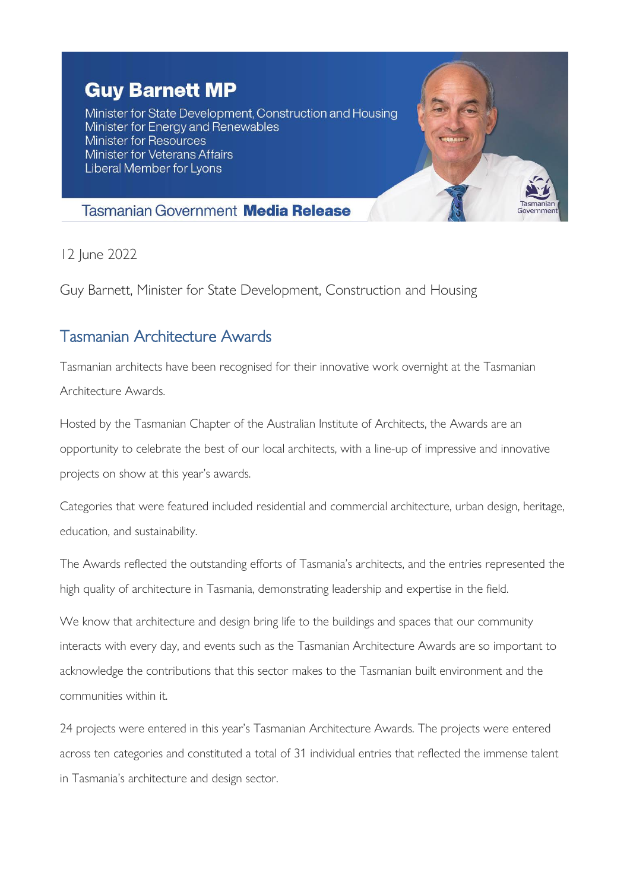# Guy Barnett MP

Minister for State Development, Construction and Housing
Minister for Energy and Renewables
Minister for Resources
Minister for Veterans Affairs
Liberal Member for Lyons

Tasmanian Government **Media Release**

12 June 2022

Guy Barnett, Minister for State Development, Construction and Housing

## Tasmanian Architecture Awards

Tasmanian architects have been recognised for their innovative work overnight at the Tasmanian Architecture Awards.

Hosted by the Tasmanian Chapter of the Australian Institute of Architects, the Awards are an opportunity to celebrate the best of our local architects, with a line-up of impressive and innovative projects on show at this year's awards.

Categories that were featured included residential and commercial architecture, urban design, heritage, education, and sustainability.

The Awards reflected the outstanding efforts of Tasmania's architects, and the entries represented the high quality of architecture in Tasmania, demonstrating leadership and expertise in the field.

We know that architecture and design bring life to the buildings and spaces that our community interacts with every day, and events such as the Tasmanian Architecture Awards are so important to acknowledge the contributions that this sector makes to the Tasmanian built environment and the communities within it.

24 projects were entered in this year's Tasmanian Architecture Awards. The projects were entered across ten categories and constituted a total of 31 individual entries that reflected the immense talent in Tasmania's architecture and design sector.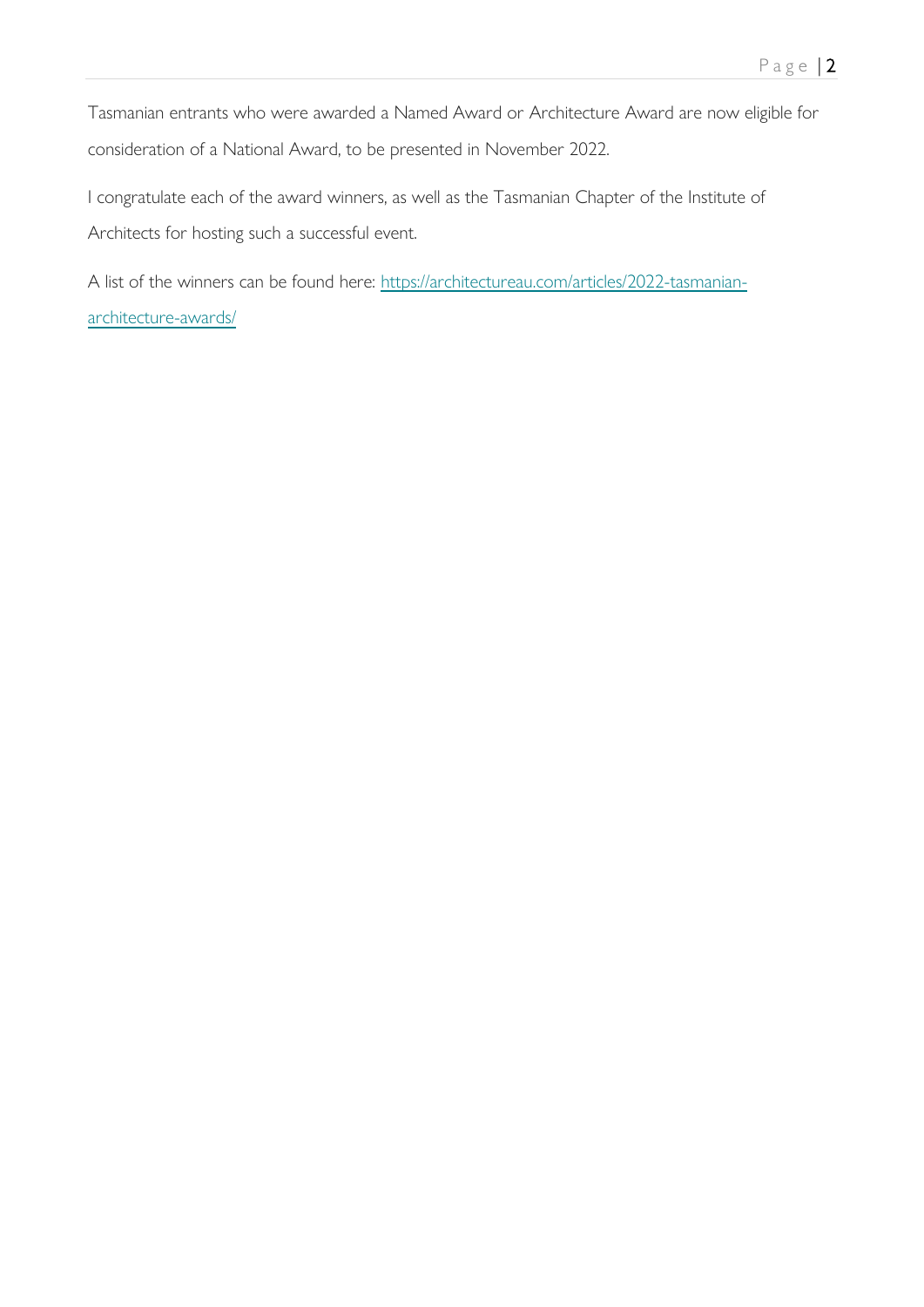Tasmanian entrants who were awarded a Named Award or Architecture Award are now eligible for consideration of a National Award, to be presented in November 2022.

I congratulate each of the award winners, as well as the Tasmanian Chapter of the Institute of Architects for hosting such a successful event.

A list of the winners can be found here: [https://architectureau.com/articles/2022-tasmanian-architecture-awards/](https://architectureau.com/articles/2022-tasmanian-architecture-awards/)